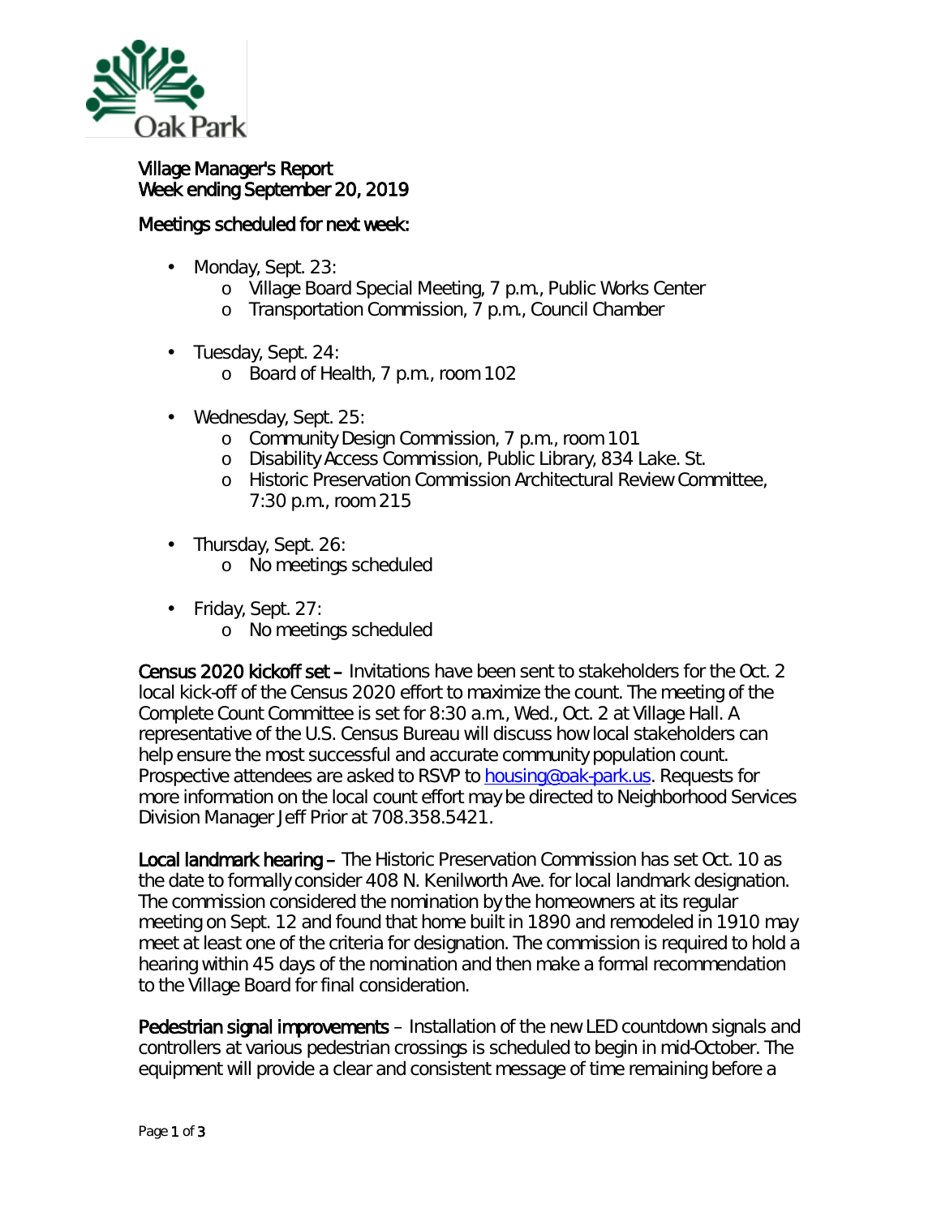Village Manager's Report
Week ending September 20, 2019

Meetings scheduled for next week:

- Monday, Sept. 23:
  - Village Board Special Meeting, 7 p.m., Public Works Center
  - Transportation Commission, 7 p.m., Council Chamber
- Tuesday, Sept. 24:
  - Board of Health, 7 p.m., room 102
- Wednesday, Sept. 25:
  - Community Design Commission, 7 p.m., room 101
  - Disability Access Commission, Public Library, 834 Lake. St.
  - Historic Preservation Commission Architectural Review Committee, 7:30 p.m., room 215
- Thursday, Sept. 26:
  - No meetings scheduled
- Friday, Sept. 27:
  - No meetings scheduled

**Census 2020 kickoff set** – Invitations have been sent to stakeholders for the Oct. 2 local kick-off of the Census 2020 effort to maximize the count. The meeting of the Complete Count Committee is set for 8:30 a.m., Wed., Oct. 2 at Village Hall. A representative of the U.S. Census Bureau will discuss how local stakeholders can help ensure the most successful and accurate community population count. Prospective attendees are asked to RSVP to housing@oak-park.us. Requests for more information on the local count effort may be directed to Neighborhood Services Division Manager Jeff Prior at 708.358.5421.

**Local landmark hearing** – The Historic Preservation Commission has set Oct. 10 as the date to formally consider 408 N. Kenilworth Ave. for local landmark designation. The commission considered the nomination by the homeowners at its regular meeting on Sept. 12 and found that home built in 1890 and remodeled in 1910 may meet at least one of the criteria for designation. The commission is required to hold a hearing within 45 days of the nomination and then make a formal recommendation to the Village Board for final consideration.

**Pedestrian signal improvements** – Installation of the new LED countdown signals and controllers at various pedestrian crossings is scheduled to begin in mid-October. The equipment will provide a clear and consistent message of time remaining before a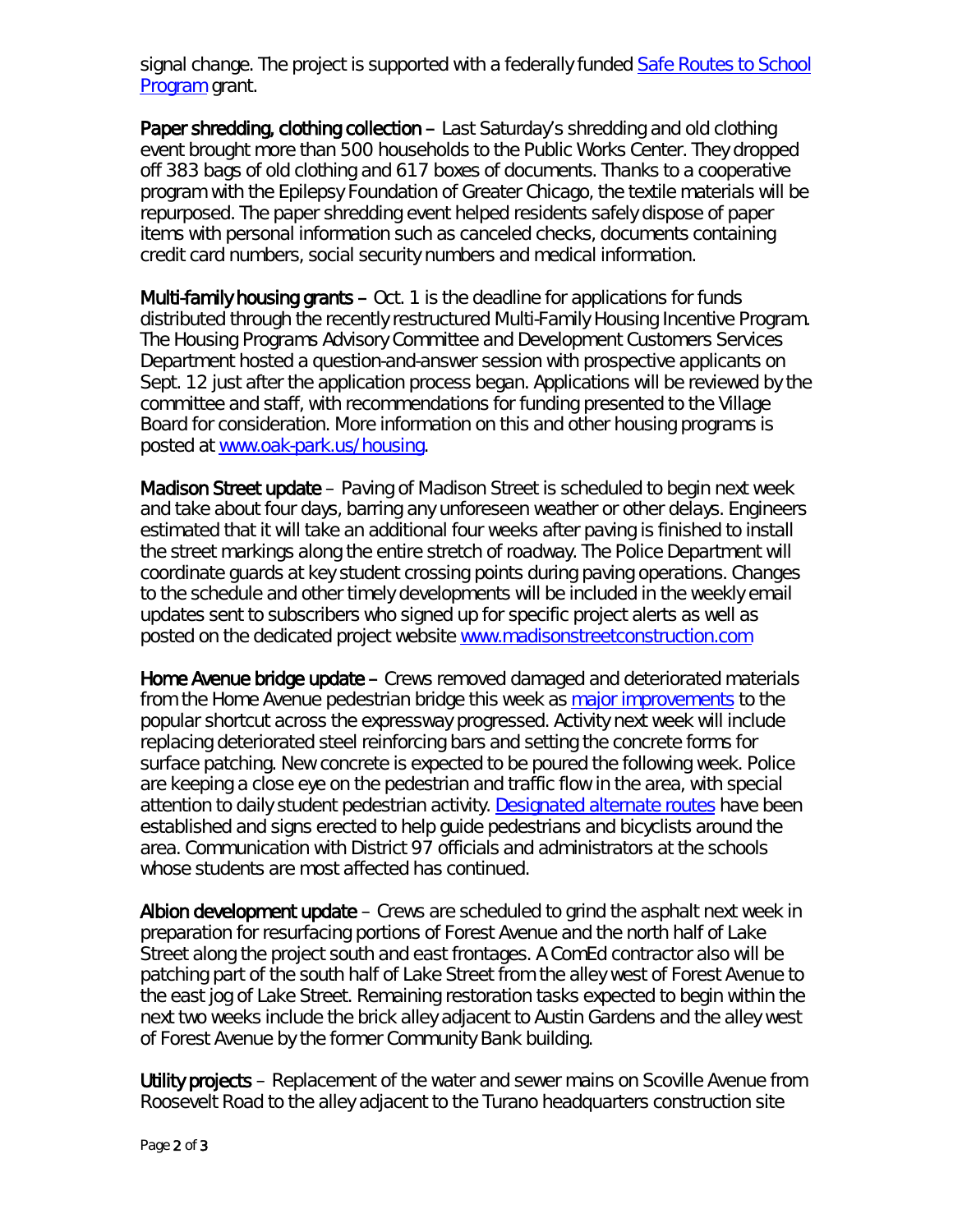signal change. The project is supported with a federally funded [Safe Routes to School Program](#) grant.

**Paper shredding, clothing collection** – Last Saturday's shredding and old clothing event brought more than 500 households to the Public Works Center. They dropped off 383 bags of old clothing and 617 boxes of documents. Thanks to a cooperative program with the Epilepsy Foundation of Greater Chicago, the textile materials will be repurposed. The paper shredding event helped residents safely dispose of paper items with personal information such as canceled checks, documents containing credit card numbers, social security numbers and medical information.

**Multi-family housing grants** – Oct. 1 is the deadline for applications for funds distributed through the recently restructured Multi-Family Housing Incentive Program. The Housing Programs Advisory Committee and Development Customers Services Department hosted a question-and-answer session with prospective applicants on Sept. 12 just after the application process began. Applications will be reviewed by the committee and staff, with recommendations for funding presented to the Village Board for consideration. More information on this and other housing programs is posted at [www.oak-park.us/housing](http://www.oak-park.us/housing).

**Madison Street update** – Paving of Madison Street is scheduled to begin next week and take about four days, barring any unforeseen weather or other delays. Engineers estimated that it will take an additional four weeks after paving is finished to install the street markings along the entire stretch of roadway. The Police Department will coordinate guards at key student crossing points during paving operations. Changes to the schedule and other timely developments will be included in the weekly email updates sent to subscribers who signed up for specific project alerts as well as posted on the dedicated project website [www.madisonstreetconstruction.com](http://www.madisonstreetconstruction.com)

**Home Avenue bridge update** – Crews removed damaged and deteriorated materials from the Home Avenue pedestrian bridge this week as [major improvements](#) to the popular shortcut across the expressway progressed. Activity next week will include replacing deteriorated steel reinforcing bars and setting the concrete forms for surface patching. New concrete is expected to be poured the following week. Police are keeping a close eye on the pedestrian and traffic flow in the area, with special attention to daily student pedestrian activity. [Designated alternate routes](#) have been established and signs erected to help guide pedestrians and bicyclists around the area. Communication with District 97 officials and administrators at the schools whose students are most affected has continued.

**Albion development update** – Crews are scheduled to grind the asphalt next week in preparation for resurfacing portions of Forest Avenue and the north half of Lake Street along the project south and east frontages. A ComEd contractor also will be patching part of the south half of Lake Street from the alley west of Forest Avenue to the east jog of Lake Street. Remaining restoration tasks expected to begin within the next two weeks include the brick alley adjacent to Austin Gardens and the alley west of Forest Avenue by the former Community Bank building.

**Utility projects** – Replacement of the water and sewer mains on Scoville Avenue from Roosevelt Road to the alley adjacent to the Turano headquarters construction site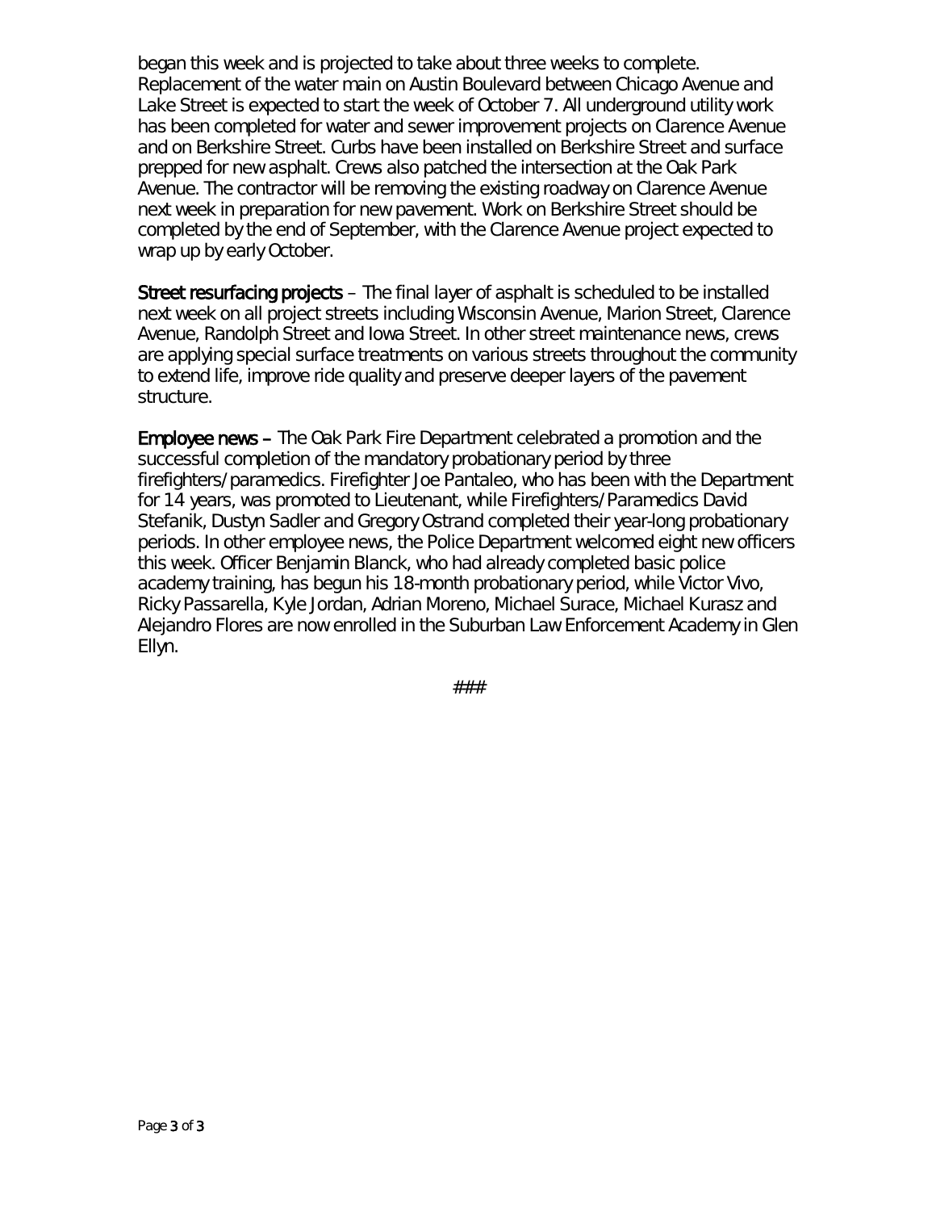began this week and is projected to take about three weeks to complete. Replacement of the water main on Austin Boulevard between Chicago Avenue and Lake Street is expected to start the week of October 7. All underground utility work has been completed for water and sewer improvement projects on Clarence Avenue and on Berkshire Street. Curbs have been installed on Berkshire Street and surface prepped for new asphalt. Crews also patched the intersection at the Oak Park Avenue. The contractor will be removing the existing roadway on Clarence Avenue next week in preparation for new pavement. Work on Berkshire Street should be completed by the end of September, with the Clarence Avenue project expected to wrap up by early October.

**Street resurfacing projects** – The final layer of asphalt is scheduled to be installed next week on all project streets including Wisconsin Avenue, Marion Street, Clarence Avenue, Randolph Street and Iowa Street. In other street maintenance news, crews are applying special surface treatments on various streets throughout the community to extend life, improve ride quality and preserve deeper layers of the pavement structure.

**Employee news** – The Oak Park Fire Department celebrated a promotion and the successful completion of the mandatory probationary period by three firefighters/paramedics. Firefighter Joe Pantaleo, who has been with the Department for 14 years, was promoted to Lieutenant, while Firefighters/Paramedics David Stefanik, Dustyn Sadler and Gregory Ostrand completed their year-long probationary periods. In other employee news, the Police Department welcomed eight new officers this week. Officer Benjamin Blanck, who had already completed basic police academy training, has begun his 18-month probationary period, while Victor Vivo, Ricky Passarella, Kyle Jordan, Adrian Moreno, Michael Surace, Michael Kurasz and Alejandro Flores are now enrolled in the Suburban Law Enforcement Academy in Glen Ellyn.

###